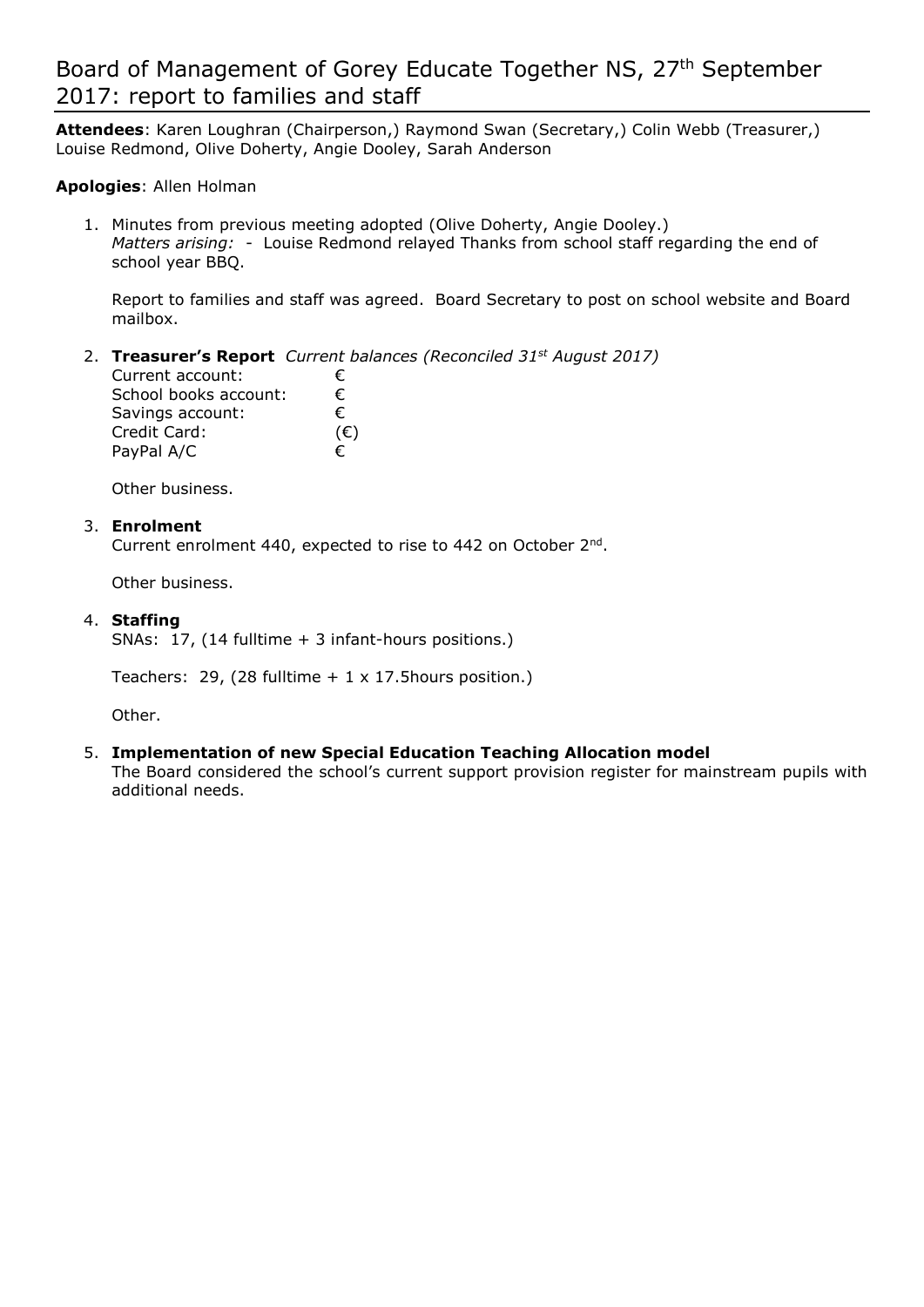# Board of Management of Gorey Educate Together NS, 27th September 2017: report to families and staff

**Attendees**: Karen Loughran (Chairperson,) Raymond Swan (Secretary,) Colin Webb (Treasurer,) Louise Redmond, Olive Doherty, Angie Dooley, Sarah Anderson

**Apologies**: Allen Holman

1. Minutes from previous meeting adopted (Olive Doherty, Angie Dooley.)
   *Matters arising:* - Louise Redmond relayed Thanks from school staff regarding the end of school year BBQ.

   Report to families and staff was agreed. Board Secretary to post on school website and Board mailbox.

2. **Treasurer's Report** *Current balances (Reconciled 31st August 2017)*

   | | |
   |---|---|
   | Current account: | € |
   | School books account: | € |
   | Savings account: | € |
   | Credit Card: | (€) |
   | PayPal A/C | € |

   Other business.

3. **Enrolment**
   Current enrolment 440, expected to rise to 442 on October 2nd.

   Other business.

4. **Staffing**
   SNAs: 17, (14 fulltime + 3 infant-hours positions.)

   Teachers: 29, (28 fulltime + 1 x 17.5hours position.)

   Other.

5. **Implementation of new Special Education Teaching Allocation model**
   The Board considered the school's current support provision register for mainstream pupils with additional needs.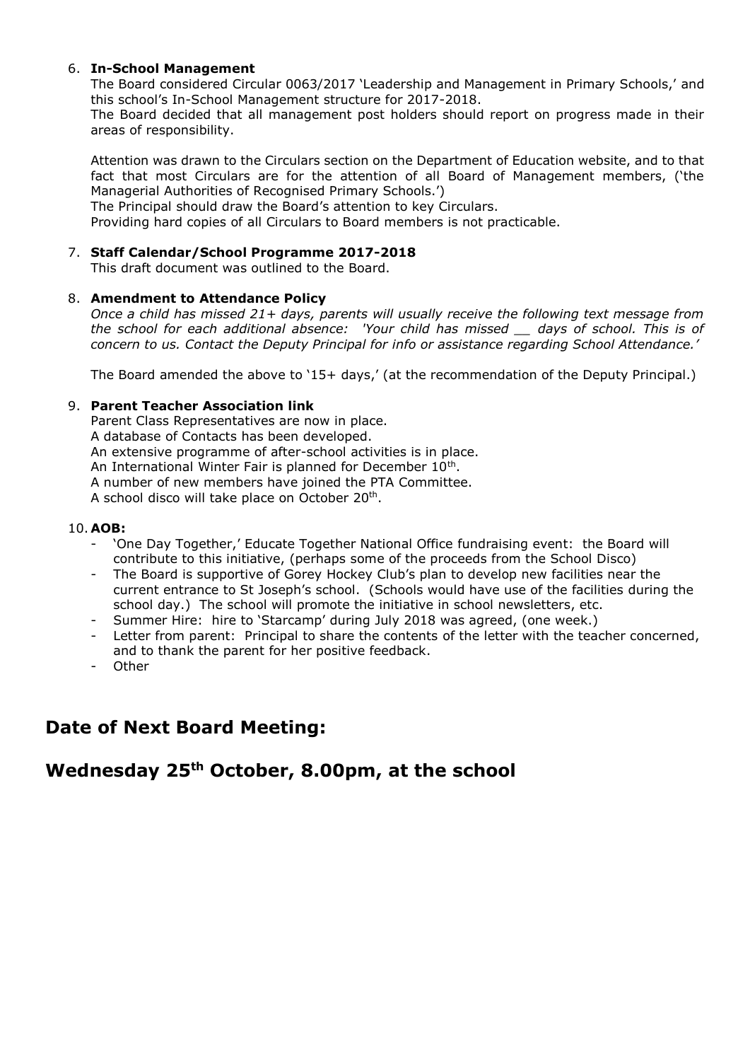6. **In-School Management**

   The Board considered Circular 0063/2017 'Leadership and Management in Primary Schools,' and this school's In-School Management structure for 2017-2018.
   The Board decided that all management post holders should report on progress made in their areas of responsibility.

   Attention was drawn to the Circulars section on the Department of Education website, and to that fact that most Circulars are for the attention of all Board of Management members, ('the Managerial Authorities of Recognised Primary Schools.')
   The Principal should draw the Board's attention to key Circulars.
   Providing hard copies of all Circulars to Board members is not practicable.

7. **Staff Calendar/School Programme 2017-2018**

   This draft document was outlined to the Board.

8. **Amendment to Attendance Policy**

   *Once a child has missed 21+ days, parents will usually receive the following text message from the school for each additional absence: 'Your child has missed __ days of school. This is of concern to us. Contact the Deputy Principal for info or assistance regarding School Attendance.'*

   The Board amended the above to '15+ days,' (at the recommendation of the Deputy Principal.)

9. **Parent Teacher Association link**

   Parent Class Representatives are now in place.
   A database of Contacts has been developed.
   An extensive programme of after-school activities is in place.
   An International Winter Fair is planned for December 10th.
   A number of new members have joined the PTA Committee.
   A school disco will take place on October 20th.

10. **AOB:**
    - 'One Day Together,' Educate Together National Office fundraising event: the Board will contribute to this initiative, (perhaps some of the proceeds from the School Disco)
    - The Board is supportive of Gorey Hockey Club's plan to develop new facilities near the current entrance to St Joseph's school. (Schools would have use of the facilities during the school day.) The school will promote the initiative in school newsletters, etc.
    - Summer Hire: hire to 'Starcamp' during July 2018 was agreed, (one week.)
    - Letter from parent: Principal to share the contents of the letter with the teacher concerned, and to thank the parent for her positive feedback.
    - Other

## Date of Next Board Meeting:

## Wednesday 25th October, 8.00pm, at the school